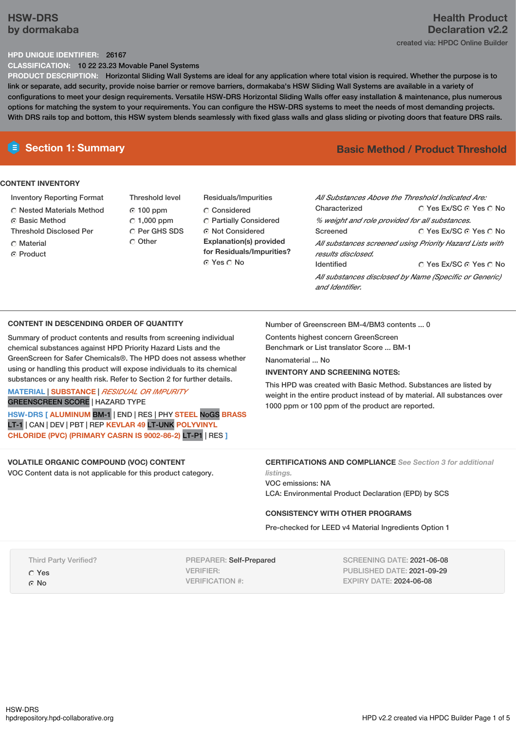# HSW-DRS
by dormakaba

**Health Product Declaration v2.2**
created via: HPDC Online Builder

**HPD UNIQUE IDENTIFIER:** 26167
**CLASSIFICATION:** 10 22 23.23 Movable Panel Systems
**PRODUCT DESCRIPTION:** Horizontal Sliding Wall Systems are ideal for any application where total vision is required. Whether the purpose is to link or separate, add security, provide noise barrier or remove barriers, dormakaba's HSW Sliding Wall Systems are available in a variety of configurations to meet your design requirements. Versatile HSW-DRS Horizontal Sliding Walls offer easy installation & maintenance, plus numerous options for matching the system to your requirements. You can configure the HSW-DRS systems to meet the needs of most demanding projects. With DRS rails top and bottom, this HSW system blends seamlessly with fixed glass walls and glass sliding or pivoting doors that feature DRS rails.

## Section 1: Summary

**Basic Method / Product Threshold**

### CONTENT INVENTORY

Inventory Reporting Format
- ○ Nested Materials Method
- ● Basic Method

Threshold Disclosed Per
- ○ Material
- ● Product

Threshold level
- ● 100 ppm
- ○ 1,000 ppm
- ○ Per GHS SDS
- ○ Other

Residuals/Impurities
- ○ Considered
- ○ Partially Considered
- ● Not Considered

**Explanation(s) provided for Residuals/Impurities?**
● Yes ○ No

*All Substances Above the Threshold Indicated Are:*

Characterized ○ Yes Ex/SC ● Yes ○ No
*% weight and role provided for all substances.*

Screened ○ Yes Ex/SC ● Yes ○ No
*All substances screened using Priority Hazard Lists with results disclosed.*

Identified ○ Yes Ex/SC ● Yes ○ No
*All substances disclosed by Name (Specific or Generic) and Identifier.*

### CONTENT IN DESCENDING ORDER OF QUANTITY

Summary of product contents and results from screening individual chemical substances against HPD Priority Hazard Lists and the GreenScreen for Safer Chemicals®. The HPD does not assess whether using or handling this product will expose individuals to its chemical substances or any health risk. Refer to Section 2 for further details.

MATERIAL | SUBSTANCE | *RESIDUAL OR IMPURITY*
GREENSCREEN SCORE | HAZARD TYPE

HSW-DRS [ ALUMINUM BM-1 | END | RES | PHY STEEL NoGS BRASS LT-1 | CAN | DEV | PBT | REP KEVLAR 49 LT-UNK POLYVINYL CHLORIDE (PVC) (PRIMARY CASRN IS 9002-86-2) LT-P1 | RES ]

Number of Greenscreen BM-4/BM3 contents ... 0

Contents highest concern GreenScreen Benchmark or List translator Score ... BM-1

Nanomaterial ... No

**INVENTORY AND SCREENING NOTES:**

This HPD was created with Basic Method. Substances are listed by weight in the entire product instead of by material. All substances over 1000 ppm or 100 ppm of the product are reported.

### VOLATILE ORGANIC COMPOUND (VOC) CONTENT

VOC Content data is not applicable for this product category.

### CERTIFICATIONS AND COMPLIANCE

*See Section 3 for additional listings.*

VOC emissions: NA
LCA: Environmental Product Declaration (EPD) by SCS

### CONSISTENCY WITH OTHER PROGRAMS

Pre-checked for LEED v4 Material Ingredients Option 1

Third Party Verified?
- ○ Yes
- ● No

PREPARER: Self-Prepared
VERIFIER:
VERIFICATION #:

SCREENING DATE: 2021-06-08
PUBLISHED DATE: 2021-09-29
EXPIRY DATE: 2024-06-08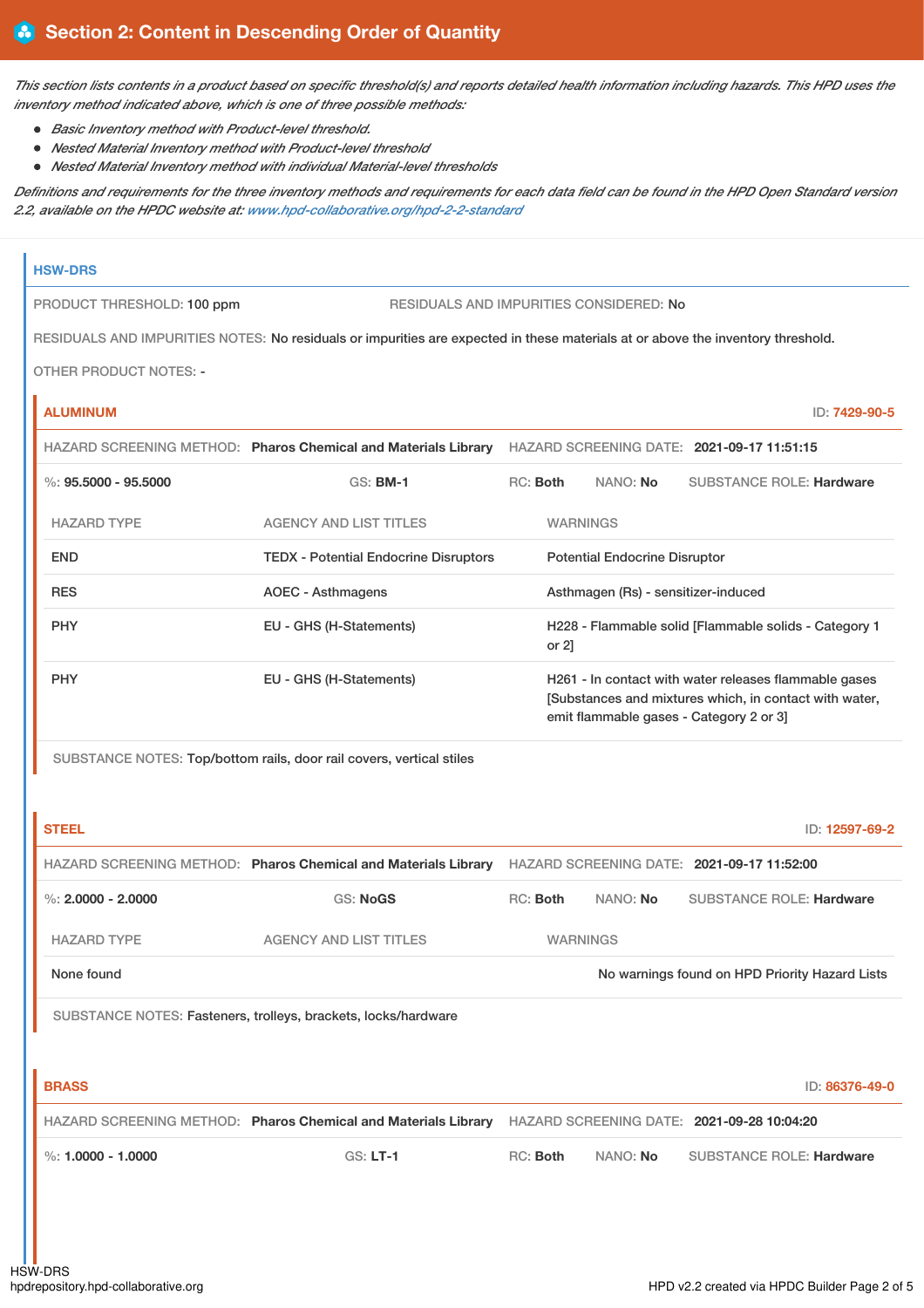## Section 2: Content in Descending Order of Quantity

*This section lists contents in a product based on specific threshold(s) and reports detailed health information including hazards. This HPD uses the inventory method indicated above, which is one of three possible methods:*

- *Basic Inventory method with Product-level threshold.*
- *Nested Material Inventory method with Product-level threshold*
- *Nested Material Inventory method with individual Material-level thresholds*

*Definitions and requirements for the three inventory methods and requirements for each data field can be found in the HPD Open Standard version 2.2, available on the HPDC website at: www.hpd-collaborative.org/hpd-2-2-standard*

### HSW-DRS

PRODUCT THRESHOLD: 100 ppm

RESIDUALS AND IMPURITIES CONSIDERED: No

RESIDUALS AND IMPURITIES NOTES: No residuals or impurities are expected in these materials at or above the inventory threshold.

OTHER PRODUCT NOTES: -

#### ALUMINUM

ID: 7429-90-5

HAZARD SCREENING METHOD: **Pharos Chemical and Materials Library** HAZARD SCREENING DATE: **2021-09-17 11:51:15**

%: **95.5000 - 95.5000** GS: **BM-1** RC: **Both** NANO: **No** SUBSTANCE ROLE: **Hardware**

| HAZARD TYPE | AGENCY AND LIST TITLES | WARNINGS |
|---|---|---|
| END | TEDX - Potential Endocrine Disruptors | Potential Endocrine Disruptor |
| RES | AOEC - Asthmagens | Asthmagen (Rs) - sensitizer-induced |
| PHY | EU - GHS (H-Statements) | H228 - Flammable solid [Flammable solids - Category 1 or 2] |
| PHY | EU - GHS (H-Statements) | H261 - In contact with water releases flammable gases [Substances and mixtures which, in contact with water, emit flammable gases - Category 2 or 3] |

SUBSTANCE NOTES: Top/bottom rails, door rail covers, vertical stiles

#### STEEL

ID: 12597-69-2

HAZARD SCREENING METHOD: **Pharos Chemical and Materials Library** HAZARD SCREENING DATE: **2021-09-17 11:52:00**

%: **2.0000 - 2.0000** GS: **NoGS** RC: **Both** NANO: **No** SUBSTANCE ROLE: **Hardware**

| HAZARD TYPE | AGENCY AND LIST TITLES | WARNINGS |
|---|---|---|
| None found | | No warnings found on HPD Priority Hazard Lists |

SUBSTANCE NOTES: Fasteners, trolleys, brackets, locks/hardware

#### BRASS

ID: 86376-49-0

HAZARD SCREENING METHOD: **Pharos Chemical and Materials Library** HAZARD SCREENING DATE: **2021-09-28 10:04:20**

%: **1.0000 - 1.0000** GS: **LT-1** RC: **Both** NANO: **No** SUBSTANCE ROLE: **Hardware**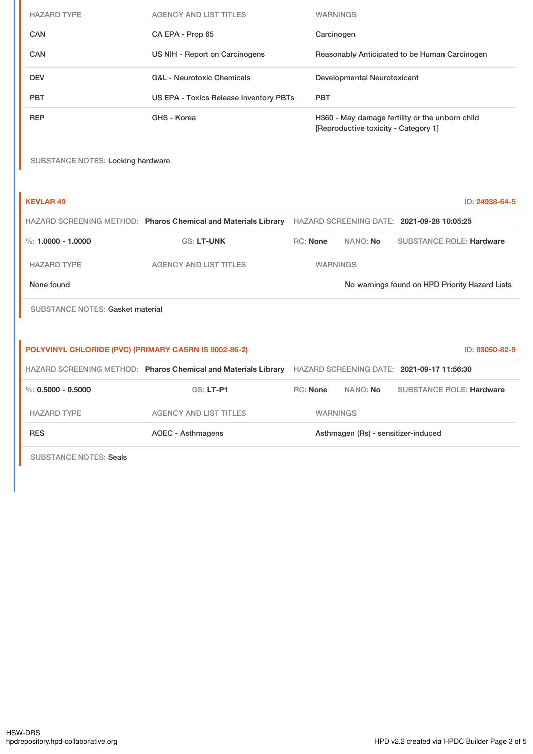| HAZARD TYPE | AGENCY AND LIST TITLES | WARNINGS |
|---|---|---|
| CAN | CA EPA - Prop 65 | Carcinogen |
| CAN | US NIH - Report on Carcinogens | Reasonably Anticipated to be Human Carcinogen |
| DEV | G&L - Neurotoxic Chemicals | Developmental Neurotoxicant |
| PBT | US EPA - Toxics Release Inventory PBTs | PBT |
| REP | GHS - Korea | H360 - May damage fertility or the unborn child [Reproductive toxicity - Category 1] |

SUBSTANCE NOTES: Locking hardware

### KEVLAR 49

ID: 24938-64-5

HAZARD SCREENING METHOD: **Pharos Chemical and Materials Library** HAZARD SCREENING DATE: **2021-09-28 10:05:25**

%: **1.0000 - 1.0000** GS: **LT-UNK** RC: **None** NANO: **No** SUBSTANCE ROLE: **Hardware**

| HAZARD TYPE | AGENCY AND LIST TITLES | WARNINGS |
|---|---|---|
| None found | | No warnings found on HPD Priority Hazard Lists |

SUBSTANCE NOTES: Gasket material

### POLYVINYL CHLORIDE (PVC) (PRIMARY CASRN IS 9002-86-2)

ID: 93050-82-9

HAZARD SCREENING METHOD: **Pharos Chemical and Materials Library** HAZARD SCREENING DATE: **2021-09-17 11:56:30**

%: **0.5000 - 0.5000** GS: **LT-P1** RC: **None** NANO: **No** SUBSTANCE ROLE: **Hardware**

| HAZARD TYPE | AGENCY AND LIST TITLES | WARNINGS |
|---|---|---|
| RES | AOEC - Asthmagens | Asthmagen (Rs) - sensitizer-induced |

SUBSTANCE NOTES: Seals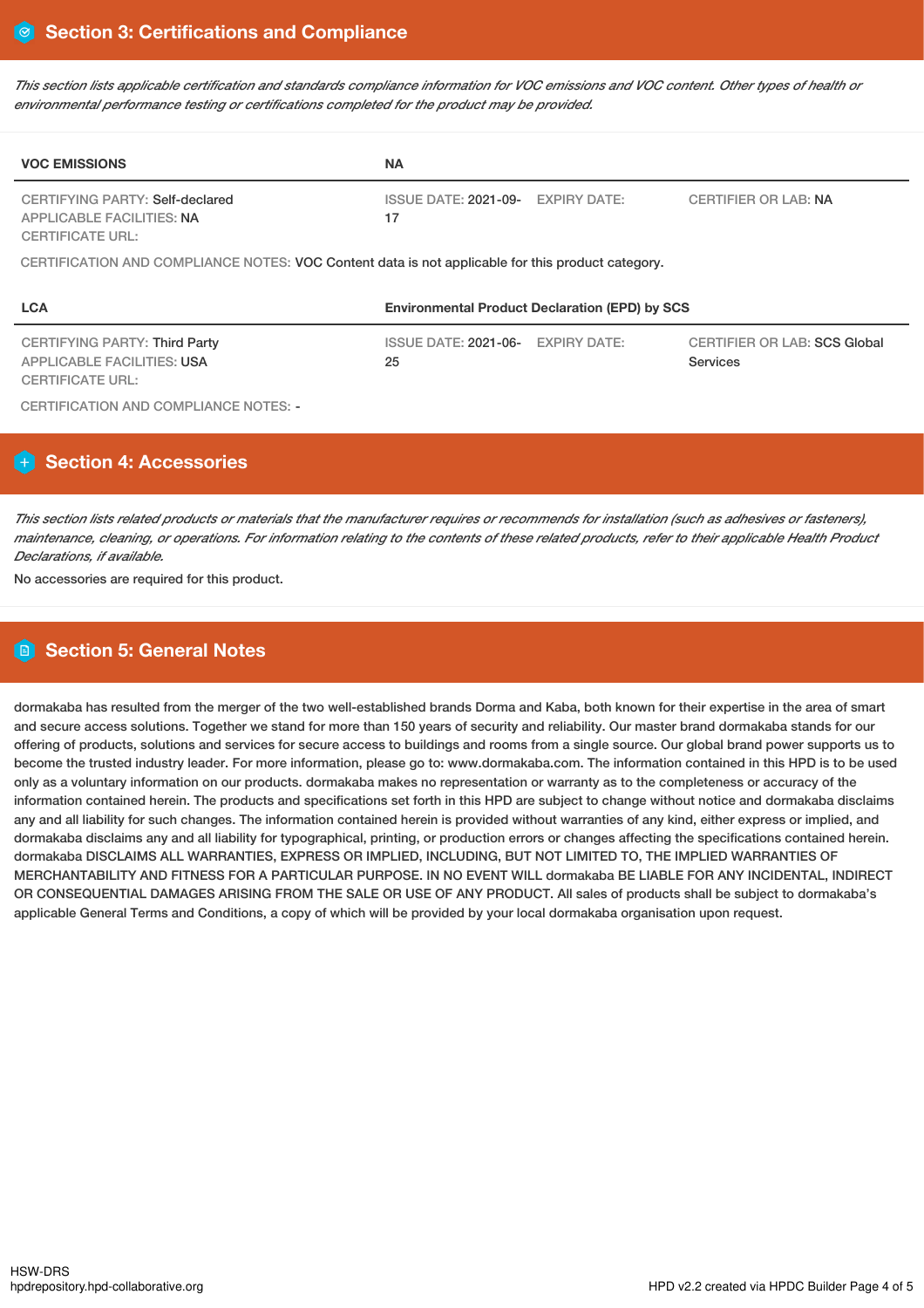## Section 3: Certifications and Compliance

*This section lists applicable certification and standards compliance information for VOC emissions and VOC content. Other types of health or environmental performance testing or certifications completed for the product may be provided.*

| VOC EMISSIONS | NA | | |
|---|---|---|---|
| CERTIFYING PARTY: Self-declared<br>APPLICABLE FACILITIES: NA<br>CERTIFICATE URL: | ISSUE DATE: 2021-09-17 | EXPIRY DATE: | CERTIFIER OR LAB: NA |

CERTIFICATION AND COMPLIANCE NOTES: VOC Content data is not applicable for this product category.

| LCA | Environmental Product Declaration (EPD) by SCS | | |
|---|---|---|---|
| CERTIFYING PARTY: Third Party<br>APPLICABLE FACILITIES: USA<br>CERTIFICATE URL: | ISSUE DATE: 2021-06-25 | EXPIRY DATE: | CERTIFIER OR LAB: SCS Global Services |

CERTIFICATION AND COMPLIANCE NOTES: -

## Section 4: Accessories

*This section lists related products or materials that the manufacturer requires or recommends for installation (such as adhesives or fasteners), maintenance, cleaning, or operations. For information relating to the contents of these related products, refer to their applicable Health Product Declarations, if available.*

No accessories are required for this product.

## Section 5: General Notes

dormakaba has resulted from the merger of the two well-established brands Dorma and Kaba, both known for their expertise in the area of smart and secure access solutions. Together we stand for more than 150 years of security and reliability. Our master brand dormakaba stands for our offering of products, solutions and services for secure access to buildings and rooms from a single source. Our global brand power supports us to become the trusted industry leader. For more information, please go to: www.dormakaba.com. The information contained in this HPD is to be used only as a voluntary information on our products. dormakaba makes no representation or warranty as to the completeness or accuracy of the information contained herein. The products and specifications set forth in this HPD are subject to change without notice and dormakaba disclaims any and all liability for such changes. The information contained herein is provided without warranties of any kind, either express or implied, and dormakaba disclaims any and all liability for typographical, printing, or production errors or changes affecting the specifications contained herein. dormakaba DISCLAIMS ALL WARRANTIES, EXPRESS OR IMPLIED, INCLUDING, BUT NOT LIMITED TO, THE IMPLIED WARRANTIES OF MERCHANTABILITY AND FITNESS FOR A PARTICULAR PURPOSE. IN NO EVENT WILL dormakaba BE LIABLE FOR ANY INCIDENTAL, INDIRECT OR CONSEQUENTIAL DAMAGES ARISING FROM THE SALE OR USE OF ANY PRODUCT. All sales of products shall be subject to dormakaba's applicable General Terms and Conditions, a copy of which will be provided by your local dormakaba organisation upon request.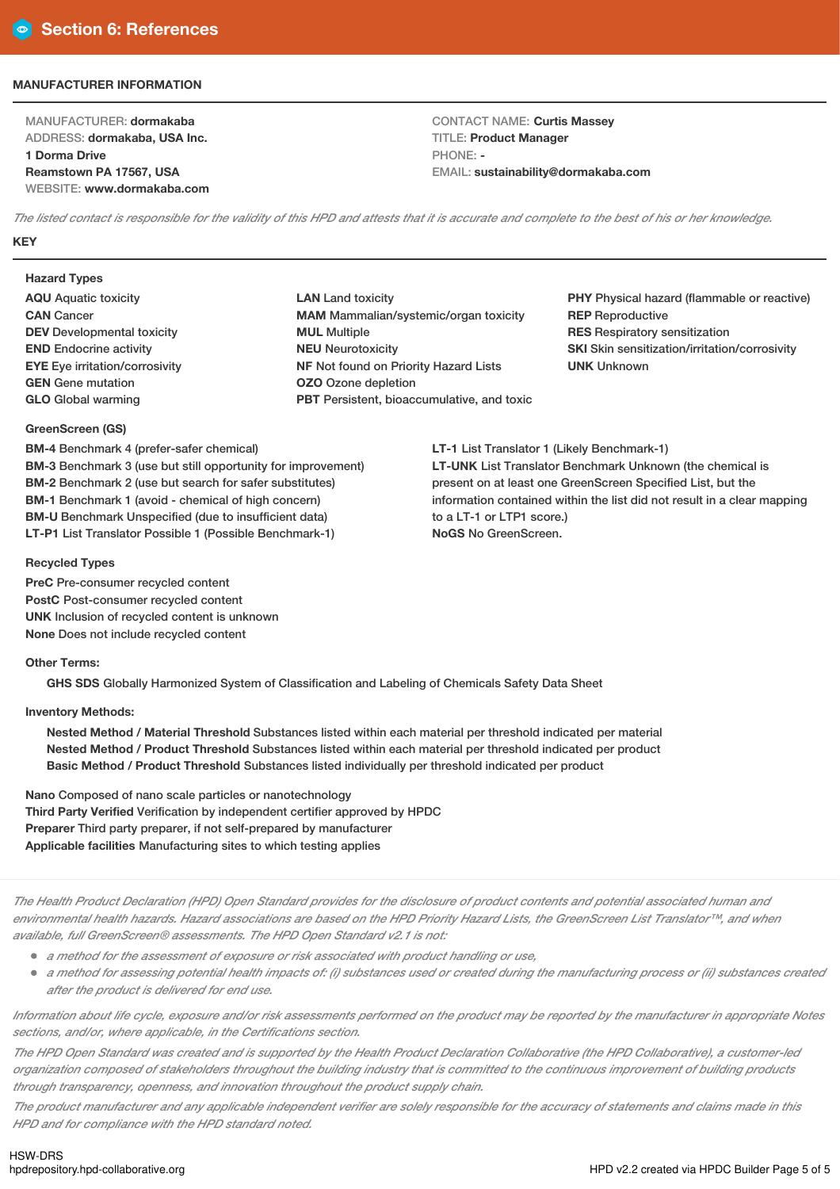## Section 6: References

### MANUFACTURER INFORMATION

MANUFACTURER: **dormakaba**
ADDRESS: **dormakaba, USA Inc.**
**1 Dorma Drive**
**Reamstown PA 17567, USA**
WEBSITE: **www.dormakaba.com**

CONTACT NAME: **Curtis Massey**
TITLE: **Product Manager**
PHONE: **-**
EMAIL: **sustainability@dormakaba.com**

*The listed contact is responsible for the validity of this HPD and attests that it is accurate and complete to the best of his or her knowledge.*

### KEY

**Hazard Types**

**AQU** Aquatic toxicity
**CAN** Cancer
**DEV** Developmental toxicity
**END** Endocrine activity
**EYE** Eye irritation/corrosivity
**GEN** Gene mutation
**GLO** Global warming
**LAN** Land toxicity
**MAM** Mammalian/systemic/organ toxicity
**MUL** Multiple
**NEU** Neurotoxicity
**NF** Not found on Priority Hazard Lists
**OZO** Ozone depletion
**PBT** Persistent, bioaccumulative, and toxic
**PHY** Physical hazard (flammable or reactive)
**REP** Reproductive
**RES** Respiratory sensitization
**SKI** Skin sensitization/irritation/corrosivity
**UNK** Unknown

**GreenScreen (GS)**

**BM-4** Benchmark 4 (prefer-safer chemical)
**BM-3** Benchmark 3 (use but still opportunity for improvement)
**BM-2** Benchmark 2 (use but search for safer substitutes)
**BM-1** Benchmark 1 (avoid - chemical of high concern)
**BM-U** Benchmark Unspecified (due to insufficient data)
**LT-P1** List Translator Possible 1 (Possible Benchmark-1)
**LT-1** List Translator 1 (Likely Benchmark-1)
**LT-UNK** List Translator Benchmark Unknown (the chemical is present on at least one GreenScreen Specified List, but the information contained within the list did not result in a clear mapping to a LT-1 or LTP1 score.)
**NoGS** No GreenScreen.

**Recycled Types**

**PreC** Pre-consumer recycled content
**PostC** Post-consumer recycled content
**UNK** Inclusion of recycled content is unknown
**None** Does not include recycled content

**Other Terms:**

**GHS SDS** Globally Harmonized System of Classification and Labeling of Chemicals Safety Data Sheet

**Inventory Methods:**

**Nested Method / Material Threshold** Substances listed within each material per threshold indicated per material
**Nested Method / Product Threshold** Substances listed within each material per threshold indicated per product
**Basic Method / Product Threshold** Substances listed individually per threshold indicated per product

**Nano** Composed of nano scale particles or nanotechnology
**Third Party Verified** Verification by independent certifier approved by HPDC
**Preparer** Third party preparer, if not self-prepared by manufacturer
**Applicable facilities** Manufacturing sites to which testing applies

*The Health Product Declaration (HPD) Open Standard provides for the disclosure of product contents and potential associated human and environmental health hazards. Hazard associations are based on the HPD Priority Hazard Lists, the GreenScreen List Translator™, and when available, full GreenScreen® assessments. The HPD Open Standard v2.1 is not:*

- *a method for the assessment of exposure or risk associated with product handling or use,*
- *a method for assessing potential health impacts of: (i) substances used or created during the manufacturing process or (ii) substances created after the product is delivered for end use.*

*Information about life cycle, exposure and/or risk assessments performed on the product may be reported by the manufacturer in appropriate Notes sections, and/or, where applicable, in the Certifications section.*

*The HPD Open Standard was created and is supported by the Health Product Declaration Collaborative (the HPD Collaborative), a customer-led organization composed of stakeholders throughout the building industry that is committed to the continuous improvement of building products through transparency, openness, and innovation throughout the product supply chain.*

*The product manufacturer and any applicable independent verifier are solely responsible for the accuracy of statements and claims made in this HPD and for compliance with the HPD standard noted.*

HSW-DRS